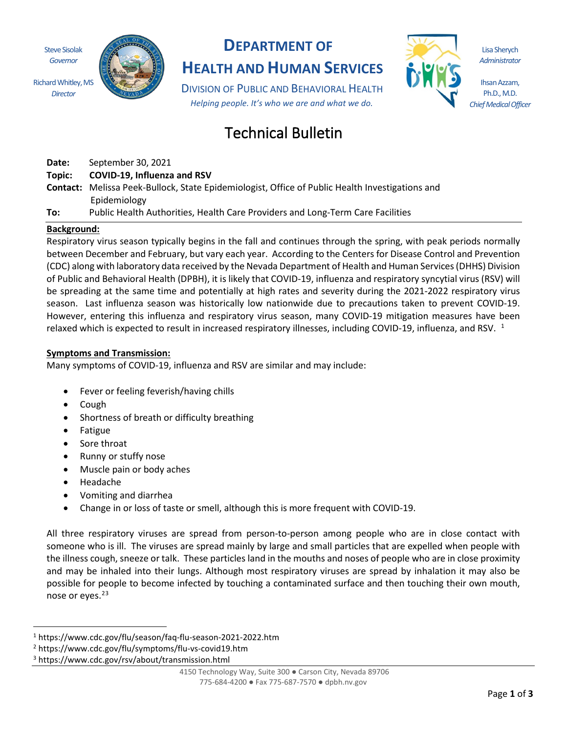Steve Sisolak
*Governor*

Richard Whitley, MS
*Director*

# DEPARTMENT OF HEALTH AND HUMAN SERVICES

DIVISION OF PUBLIC AND BEHAVIORAL HEALTH
*Helping people. It's who we are and what we do.*

Lisa Sherych
*Administrator*

Ihsan Azzam, Ph.D., M.D.
*Chief Medical Officer*

# Technical Bulletin

**Date:** September 30, 2021
**Topic:** **COVID-19, Influenza and RSV**
**Contact:** Melissa Peek-Bullock, State Epidemiologist, Office of Public Health Investigations and Epidemiology
**To:** Public Health Authorities, Health Care Providers and Long-Term Care Facilities

## Background:

Respiratory virus season typically begins in the fall and continues through the spring, with peak periods normally between December and February, but vary each year. According to the Centers for Disease Control and Prevention (CDC) along with laboratory data received by the Nevada Department of Health and Human Services (DHHS) Division of Public and Behavioral Health (DPBH), it is likely that COVID-19, influenza and respiratory syncytial virus (RSV) will be spreading at the same time and potentially at high rates and severity during the 2021-2022 respiratory virus season. Last influenza season was historically low nationwide due to precautions taken to prevent COVID-19. However, entering this influenza and respiratory virus season, many COVID-19 mitigation measures have been relaxed which is expected to result in increased respiratory illnesses, including COVID-19, influenza, and RSV. [1]

## Symptoms and Transmission:

Many symptoms of COVID-19, influenza and RSV are similar and may include:

- Fever or feeling feverish/having chills
- Cough
- Shortness of breath or difficulty breathing
- Fatigue
- Sore throat
- Runny or stuffy nose
- Muscle pain or body aches
- Headache
- Vomiting and diarrhea
- Change in or loss of taste or smell, although this is more frequent with COVID-19.

All three respiratory viruses are spread from person-to-person among people who are in close contact with someone who is ill. The viruses are spread mainly by large and small particles that are expelled when people with the illness cough, sneeze or talk. These particles land in the mouths and noses of people who are in close proximity and may be inhaled into their lungs. Although most respiratory viruses are spread by inhalation it may also be possible for people to become infected by touching a contaminated surface and then touching their own mouth, nose or eyes.[2,3]

---

[1] https://www.cdc.gov/flu/season/faq-flu-season-2021-2022.htm
[2] https://www.cdc.gov/flu/symptoms/flu-vs-covid19.htm
[3] https://www.cdc.gov/rsv/about/transmission.html

4150 Technology Way, Suite 300 ● Carson City, Nevada 89706
775-684-4200 ● Fax 775-687-7570 ● dpbh.nv.gov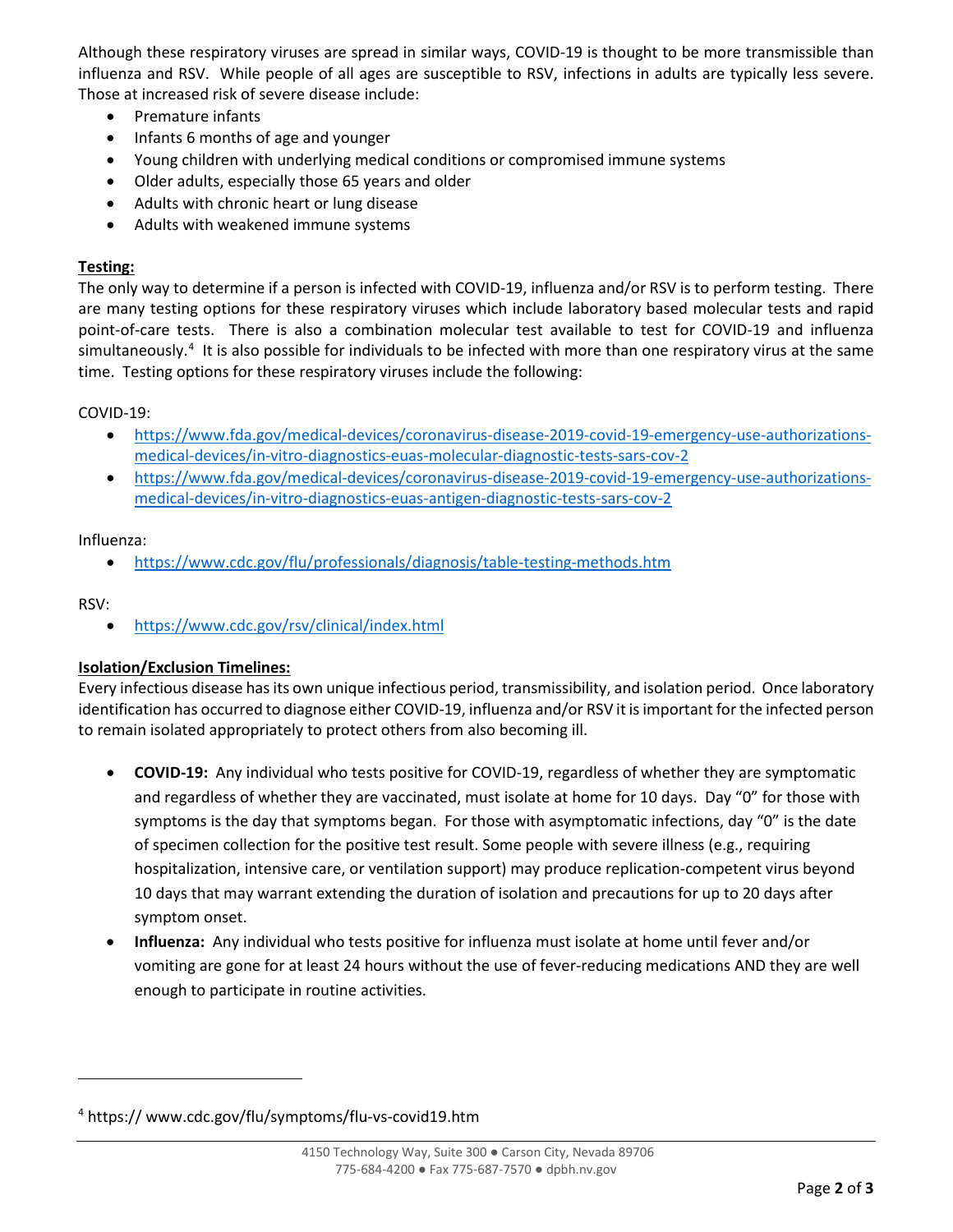Although these respiratory viruses are spread in similar ways, COVID-19 is thought to be more transmissible than influenza and RSV. While people of all ages are susceptible to RSV, infections in adults are typically less severe. Those at increased risk of severe disease include:

- Premature infants
- Infants 6 months of age and younger
- Young children with underlying medical conditions or compromised immune systems
- Older adults, especially those 65 years and older
- Adults with chronic heart or lung disease
- Adults with weakened immune systems

**Testing:**

The only way to determine if a person is infected with COVID-19, influenza and/or RSV is to perform testing. There are many testing options for these respiratory viruses which include laboratory based molecular tests and rapid point-of-care tests. There is also a combination molecular test available to test for COVID-19 and influenza simultaneously.[4] It is also possible for individuals to be infected with more than one respiratory virus at the same time. Testing options for these respiratory viruses include the following:

COVID-19:

- https://www.fda.gov/medical-devices/coronavirus-disease-2019-covid-19-emergency-use-authorizations-medical-devices/in-vitro-diagnostics-euas-molecular-diagnostic-tests-sars-cov-2
- https://www.fda.gov/medical-devices/coronavirus-disease-2019-covid-19-emergency-use-authorizations-medical-devices/in-vitro-diagnostics-euas-antigen-diagnostic-tests-sars-cov-2

Influenza:

- https://www.cdc.gov/flu/professionals/diagnosis/table-testing-methods.htm

RSV:

- https://www.cdc.gov/rsv/clinical/index.html

**Isolation/Exclusion Timelines:**

Every infectious disease has its own unique infectious period, transmissibility, and isolation period. Once laboratory identification has occurred to diagnose either COVID-19, influenza and/or RSV it is important for the infected person to remain isolated appropriately to protect others from also becoming ill.

- **COVID-19:** Any individual who tests positive for COVID-19, regardless of whether they are symptomatic and regardless of whether they are vaccinated, must isolate at home for 10 days. Day "0" for those with symptoms is the day that symptoms began. For those with asymptomatic infections, day "0" is the date of specimen collection for the positive test result. Some people with severe illness (e.g., requiring hospitalization, intensive care, or ventilation support) may produce replication-competent virus beyond 10 days that may warrant extending the duration of isolation and precautions for up to 20 days after symptom onset.
- **Influenza:** Any individual who tests positive for influenza must isolate at home until fever and/or vomiting are gone for at least 24 hours without the use of fever-reducing medications AND they are well enough to participate in routine activities.

---

[4] https:// www.cdc.gov/flu/symptoms/flu-vs-covid19.htm

4150 Technology Way, Suite 300 ● Carson City, Nevada 89706
775-684-4200 ● Fax 775-687-7570 ● dpbh.nv.gov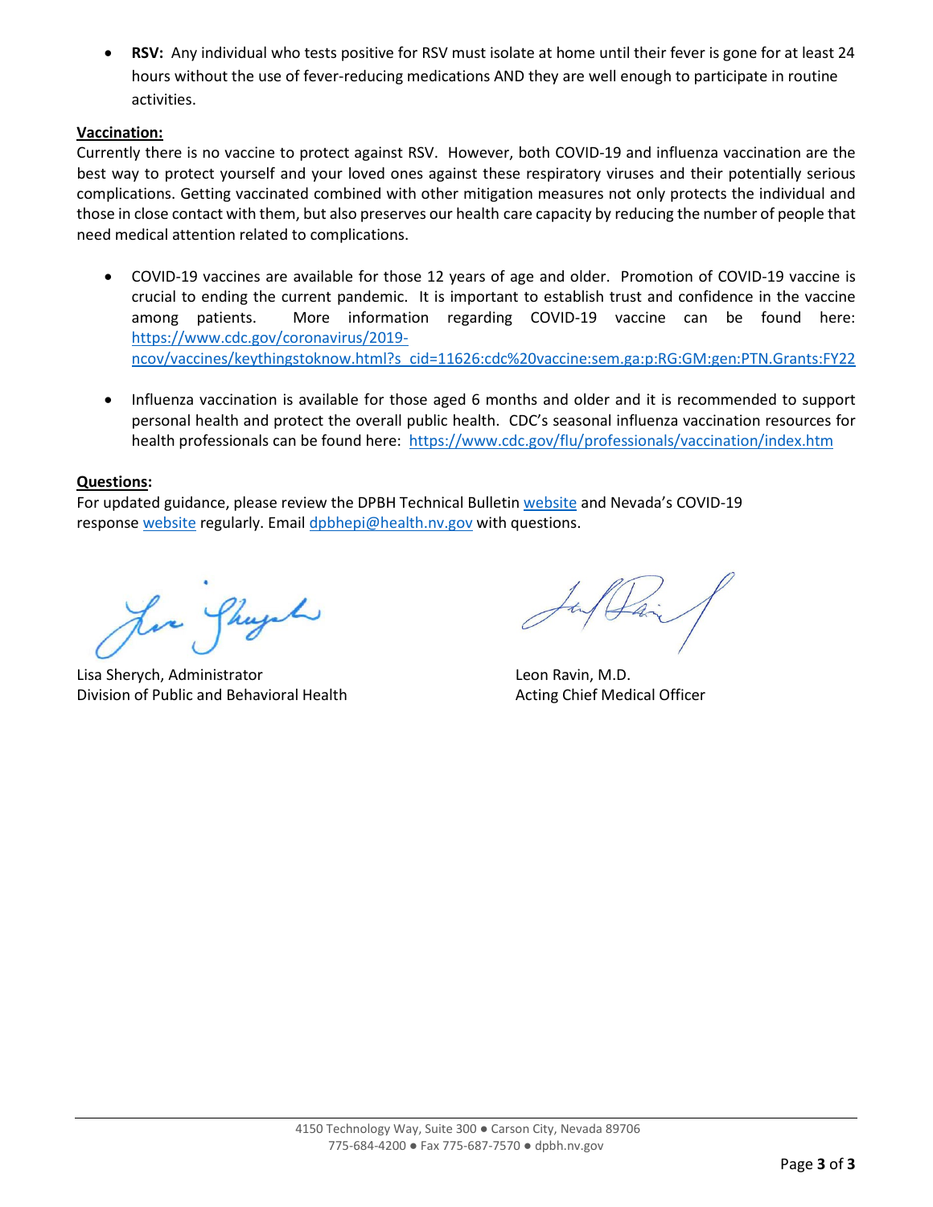- **RSV:** Any individual who tests positive for RSV must isolate at home until their fever is gone for at least 24 hours without the use of fever-reducing medications AND they are well enough to participate in routine activities.

**Vaccination:**

Currently there is no vaccine to protect against RSV. However, both COVID-19 and influenza vaccination are the best way to protect yourself and your loved ones against these respiratory viruses and their potentially serious complications. Getting vaccinated combined with other mitigation measures not only protects the individual and those in close contact with them, but also preserves our health care capacity by reducing the number of people that need medical attention related to complications.

- COVID-19 vaccines are available for those 12 years of age and older. Promotion of COVID-19 vaccine is crucial to ending the current pandemic. It is important to establish trust and confidence in the vaccine among patients. More information regarding COVID-19 vaccine can be found here: https://www.cdc.gov/coronavirus/2019-ncov/vaccines/keythingstoknow.html?s_cid=11626:cdc%20vaccine:sem.ga:p:RG:GM:gen:PTN.Grants:FY22

- Influenza vaccination is available for those aged 6 months and older and it is recommended to support personal health and protect the overall public health. CDC's seasonal influenza vaccination resources for health professionals can be found here: https://www.cdc.gov/flu/professionals/vaccination/index.htm

**Questions:**

For updated guidance, please review the DPBH Technical Bulletin website and Nevada's COVID-19 response website regularly. Email dpbhepi@health.nv.gov with questions.

Lisa Sherych, Administrator
Division of Public and Behavioral Health

Leon Ravin, M.D.
Acting Chief Medical Officer

4150 Technology Way, Suite 300 ● Carson City, Nevada 89706
775-684-4200 ● Fax 775-687-7570 ● dpbh.nv.gov